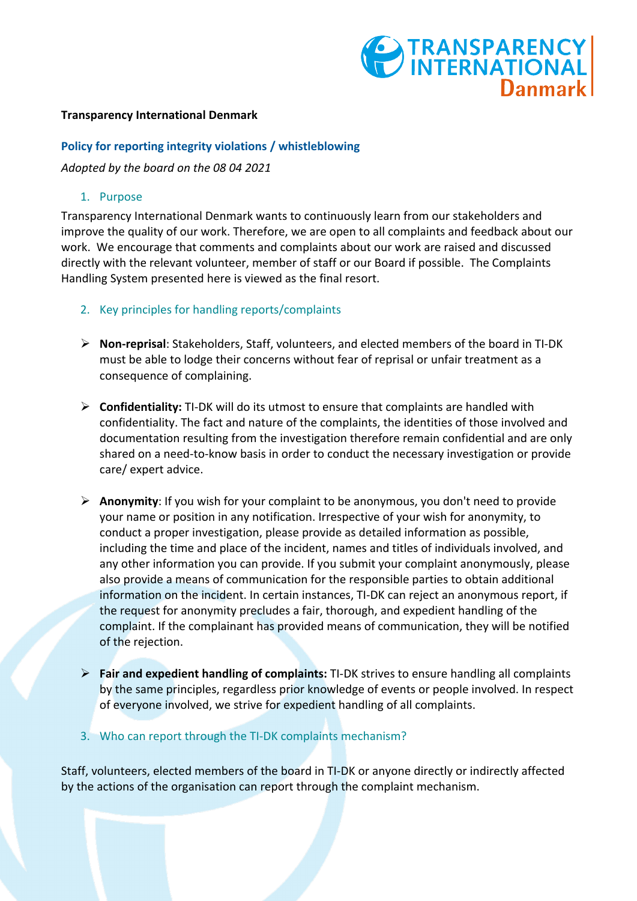**Transparency International Denmark**

## Policy for reporting integrity violations / whistleblowing

*Adopted by the board on the 08 04 2021*

### 1. Purpose

Transparency International Denmark wants to continuously learn from our stakeholders and improve the quality of our work. Therefore, we are open to all complaints and feedback about our work. We encourage that comments and complaints about our work are raised and discussed directly with the relevant volunteer, member of staff or our Board if possible. The Complaints Handling System presented here is viewed as the final resort.

### 2. Key principles for handling reports/complaints

- **Non-reprisal**: Stakeholders, Staff, volunteers, and elected members of the board in TI-DK must be able to lodge their concerns without fear of reprisal or unfair treatment as a consequence of complaining.
- **Confidentiality:** TI-DK will do its utmost to ensure that complaints are handled with confidentiality. The fact and nature of the complaints, the identities of those involved and documentation resulting from the investigation therefore remain confidential and are only shared on a need-to-know basis in order to conduct the necessary investigation or provide care/ expert advice.
- **Anonymity**: If you wish for your complaint to be anonymous, you don't need to provide your name or position in any notification. Irrespective of your wish for anonymity, to conduct a proper investigation, please provide as detailed information as possible, including the time and place of the incident, names and titles of individuals involved, and any other information you can provide. If you submit your complaint anonymously, please also provide a means of communication for the responsible parties to obtain additional information on the incident. In certain instances, TI-DK can reject an anonymous report, if the request for anonymity precludes a fair, thorough, and expedient handling of the complaint. If the complainant has provided means of communication, they will be notified of the rejection.
- **Fair and expedient handling of complaints:** TI-DK strives to ensure handling all complaints by the same principles, regardless prior knowledge of events or people involved. In respect of everyone involved, we strive for expedient handling of all complaints.

### 3. Who can report through the TI-DK complaints mechanism?

Staff, volunteers, elected members of the board in TI-DK or anyone directly or indirectly affected by the actions of the organisation can report through the complaint mechanism.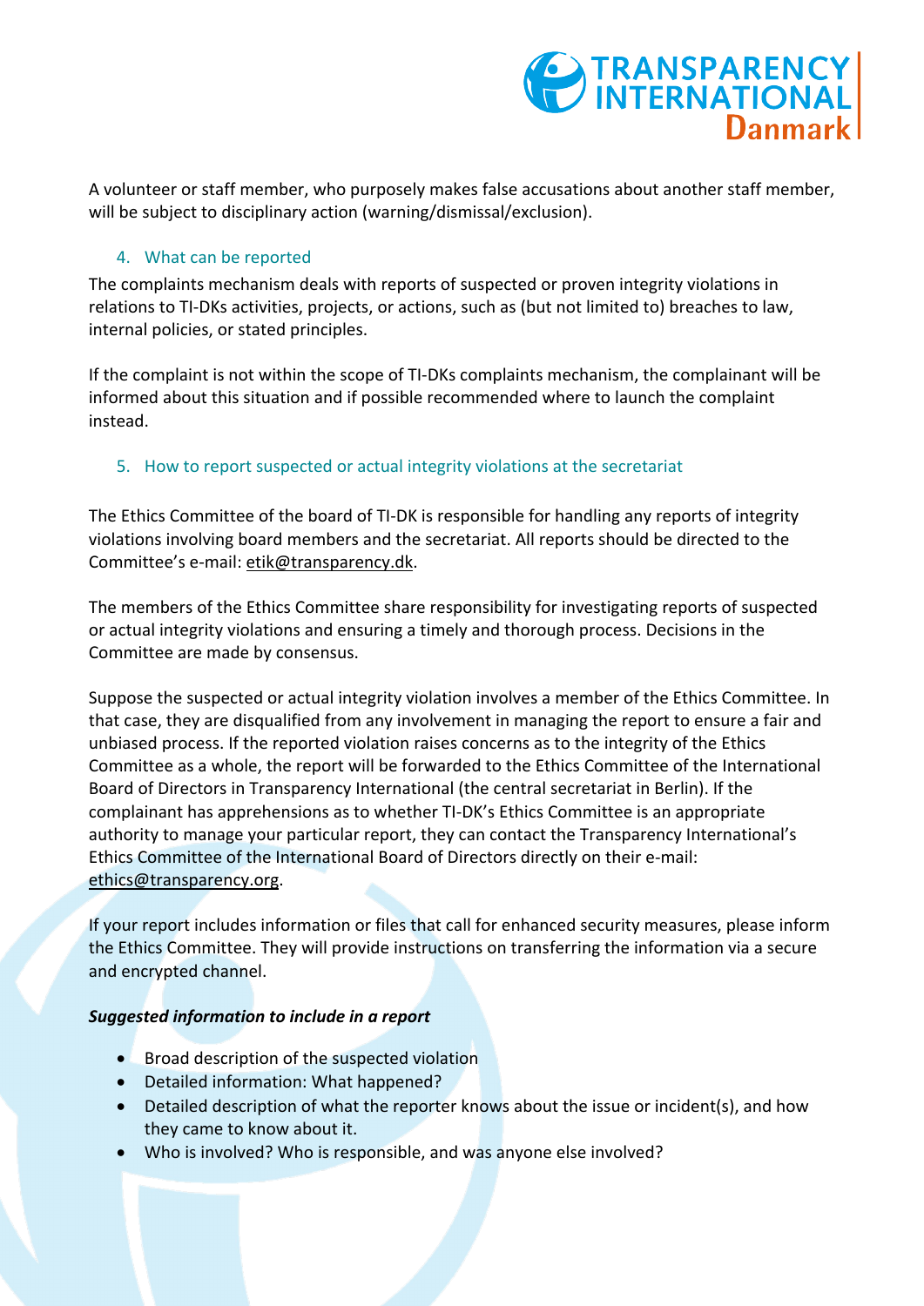A volunteer or staff member, who purposely makes false accusations about another staff member, will be subject to disciplinary action (warning/dismissal/exclusion).

## 4. What can be reported

The complaints mechanism deals with reports of suspected or proven integrity violations in relations to TI-DKs activities, projects, or actions, such as (but not limited to) breaches to law, internal policies, or stated principles.

If the complaint is not within the scope of TI-DKs complaints mechanism, the complainant will be informed about this situation and if possible recommended where to launch the complaint instead.

## 5. How to report suspected or actual integrity violations at the secretariat

The Ethics Committee of the board of TI-DK is responsible for handling any reports of integrity violations involving board members and the secretariat. All reports should be directed to the Committee's e-mail: etik@transparency.dk.

The members of the Ethics Committee share responsibility for investigating reports of suspected or actual integrity violations and ensuring a timely and thorough process. Decisions in the Committee are made by consensus.

Suppose the suspected or actual integrity violation involves a member of the Ethics Committee. In that case, they are disqualified from any involvement in managing the report to ensure a fair and unbiased process. If the reported violation raises concerns as to the integrity of the Ethics Committee as a whole, the report will be forwarded to the Ethics Committee of the International Board of Directors in Transparency International (the central secretariat in Berlin). If the complainant has apprehensions as to whether TI-DK's Ethics Committee is an appropriate authority to manage your particular report, they can contact the Transparency International's Ethics Committee of the International Board of Directors directly on their e-mail: ethics@transparency.org.

If your report includes information or files that call for enhanced security measures, please inform the Ethics Committee. They will provide instructions on transferring the information via a secure and encrypted channel.

***Suggested information to include in a report***

- Broad description of the suspected violation
- Detailed information: What happened?
- Detailed description of what the reporter knows about the issue or incident(s), and how they came to know about it.
- Who is involved? Who is responsible, and was anyone else involved?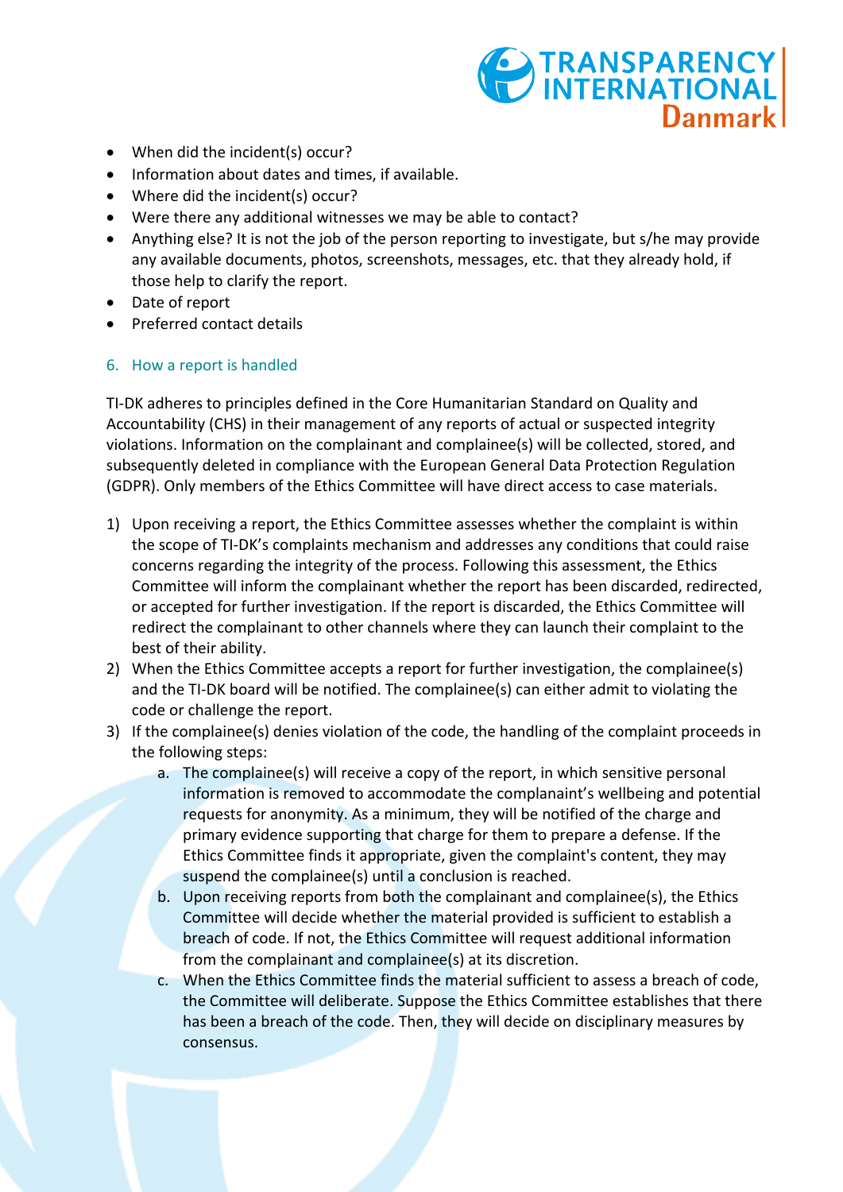- When did the incident(s) occur?
- Information about dates and times, if available.
- Where did the incident(s) occur?
- Were there any additional witnesses we may be able to contact?
- Anything else? It is not the job of the person reporting to investigate, but s/he may provide any available documents, photos, screenshots, messages, etc. that they already hold, if those help to clarify the report.
- Date of report
- Preferred contact details

## 6. How a report is handled

TI-DK adheres to principles defined in the Core Humanitarian Standard on Quality and Accountability (CHS) in their management of any reports of actual or suspected integrity violations. Information on the complainant and complainee(s) will be collected, stored, and subsequently deleted in compliance with the European General Data Protection Regulation (GDPR). Only members of the Ethics Committee will have direct access to case materials.

1) Upon receiving a report, the Ethics Committee assesses whether the complaint is within the scope of TI-DK's complaints mechanism and addresses any conditions that could raise concerns regarding the integrity of the process. Following this assessment, the Ethics Committee will inform the complainant whether the report has been discarded, redirected, or accepted for further investigation. If the report is discarded, the Ethics Committee will redirect the complainant to other channels where they can launch their complaint to the best of their ability.
2) When the Ethics Committee accepts a report for further investigation, the complainee(s) and the TI-DK board will be notified. The complainee(s) can either admit to violating the code or challenge the report.
3) If the complainee(s) denies violation of the code, the handling of the complaint proceeds in the following steps:
    a. The complainee(s) will receive a copy of the report, in which sensitive personal information is removed to accommodate the complanaint's wellbeing and potential requests for anonymity. As a minimum, they will be notified of the charge and primary evidence supporting that charge for them to prepare a defense. If the Ethics Committee finds it appropriate, given the complaint's content, they may suspend the complainee(s) until a conclusion is reached.
    b. Upon receiving reports from both the complainant and complainee(s), the Ethics Committee will decide whether the material provided is sufficient to establish a breach of code. If not, the Ethics Committee will request additional information from the complainant and complainee(s) at its discretion.
    c. When the Ethics Committee finds the material sufficient to assess a breach of code, the Committee will deliberate. Suppose the Ethics Committee establishes that there has been a breach of the code. Then, they will decide on disciplinary measures by consensus.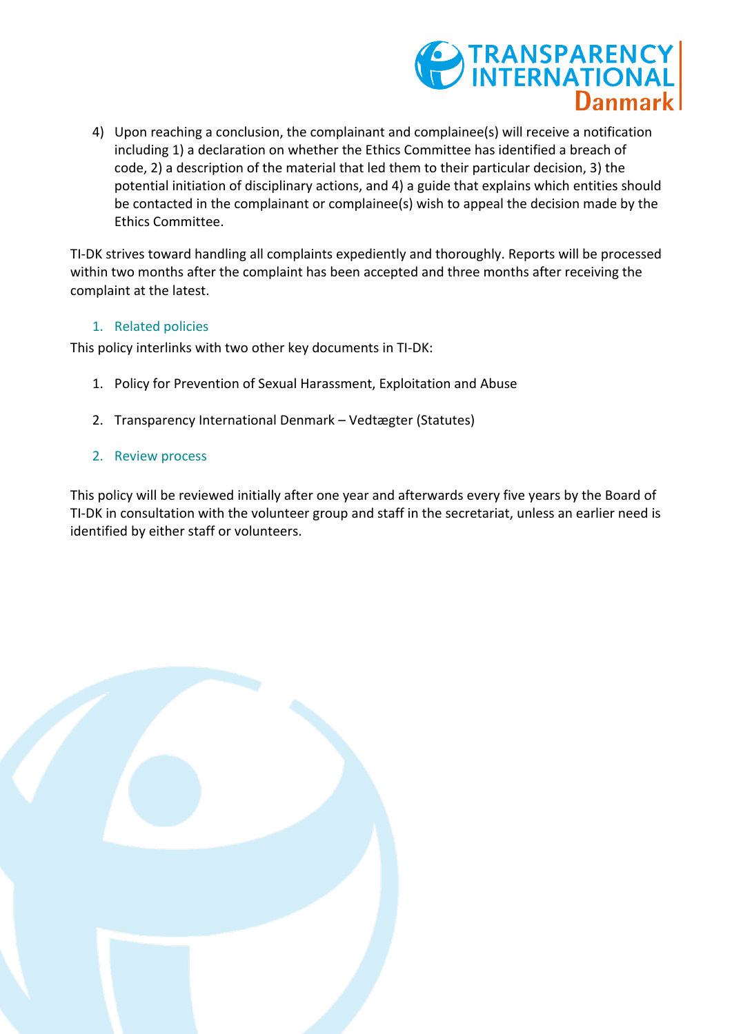4) Upon reaching a conclusion, the complainant and complainee(s) will receive a notification including 1) a declaration on whether the Ethics Committee has identified a breach of code, 2) a description of the material that led them to their particular decision, 3) the potential initiation of disciplinary actions, and 4) a guide that explains which entities should be contacted in the complainant or complainee(s) wish to appeal the decision made by the Ethics Committee.

TI-DK strives toward handling all complaints expediently and thoroughly. Reports will be processed within two months after the complaint has been accepted and three months after receiving the complaint at the latest.

## 1. Related policies

This policy interlinks with two other key documents in TI-DK:

1. Policy for Prevention of Sexual Harassment, Exploitation and Abuse
2. Transparency International Denmark – Vedtægter (Statutes)

## 2. Review process

This policy will be reviewed initially after one year and afterwards every five years by the Board of TI-DK in consultation with the volunteer group and staff in the secretariat, unless an earlier need is identified by either staff or volunteers.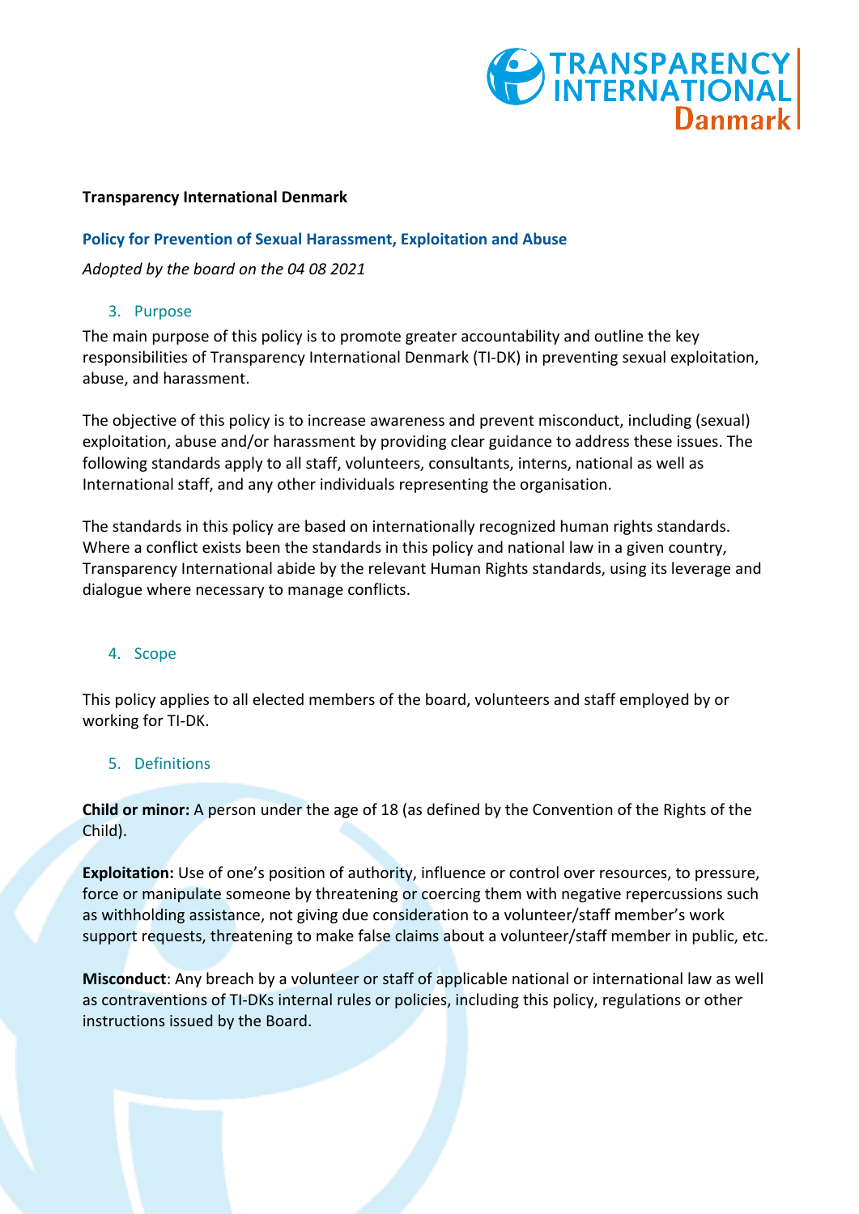**Transparency International Denmark**

## Policy for Prevention of Sexual Harassment, Exploitation and Abuse

*Adopted by the board on the 04 08 2021*

### 3. Purpose

The main purpose of this policy is to promote greater accountability and outline the key responsibilities of Transparency International Denmark (TI-DK) in preventing sexual exploitation, abuse, and harassment.

The objective of this policy is to increase awareness and prevent misconduct, including (sexual) exploitation, abuse and/or harassment by providing clear guidance to address these issues. The following standards apply to all staff, volunteers, consultants, interns, national as well as International staff, and any other individuals representing the organisation.

The standards in this policy are based on internationally recognized human rights standards. Where a conflict exists been the standards in this policy and national law in a given country, Transparency International abide by the relevant Human Rights standards, using its leverage and dialogue where necessary to manage conflicts.

### 4. Scope

This policy applies to all elected members of the board, volunteers and staff employed by or working for TI-DK.

### 5. Definitions

**Child or minor:** A person under the age of 18 (as defined by the Convention of the Rights of the Child).

**Exploitation:** Use of one's position of authority, influence or control over resources, to pressure, force or manipulate someone by threatening or coercing them with negative repercussions such as withholding assistance, not giving due consideration to a volunteer/staff member's work support requests, threatening to make false claims about a volunteer/staff member in public, etc.

**Misconduct**: Any breach by a volunteer or staff of applicable national or international law as well as contraventions of TI-DKs internal rules or policies, including this policy, regulations or other instructions issued by the Board.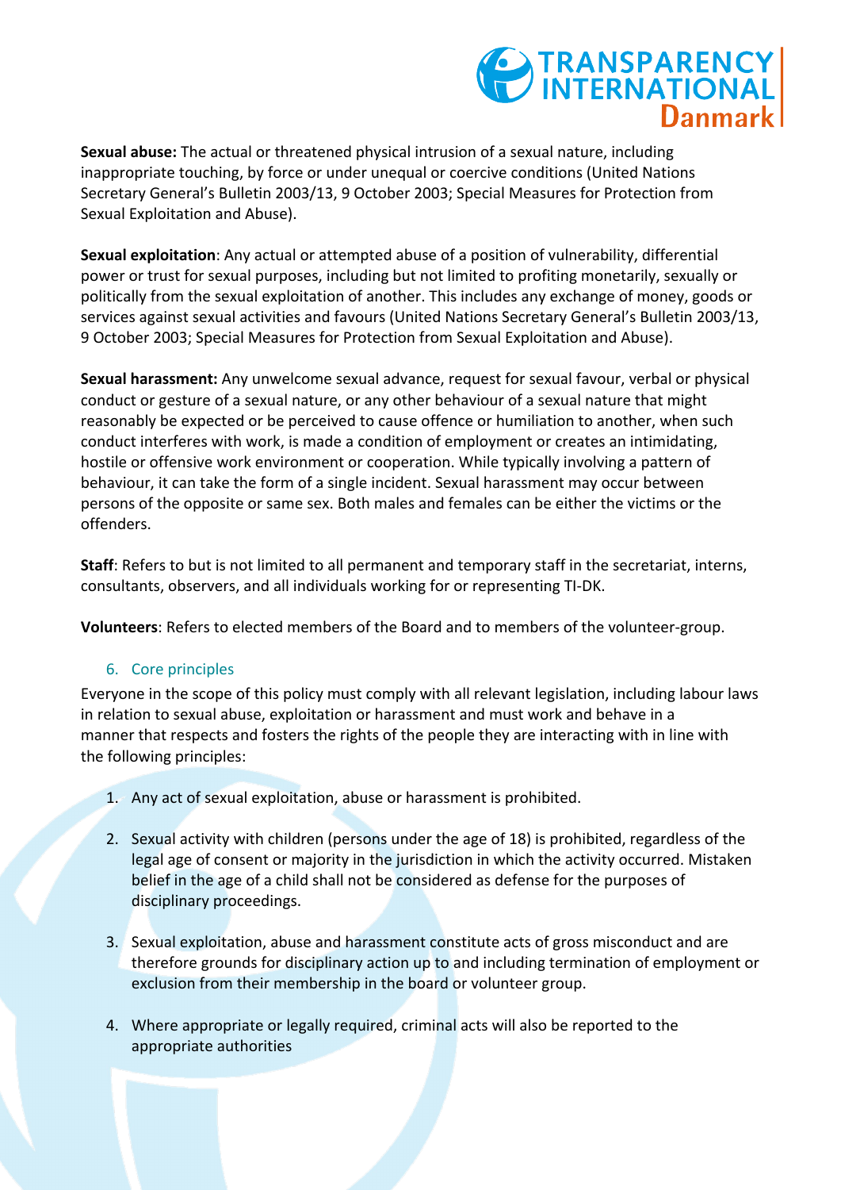**Sexual abuse:** The actual or threatened physical intrusion of a sexual nature, including inappropriate touching, by force or under unequal or coercive conditions (United Nations Secretary General's Bulletin 2003/13, 9 October 2003; Special Measures for Protection from Sexual Exploitation and Abuse).

**Sexual exploitation**: Any actual or attempted abuse of a position of vulnerability, differential power or trust for sexual purposes, including but not limited to profiting monetarily, sexually or politically from the sexual exploitation of another. This includes any exchange of money, goods or services against sexual activities and favours (United Nations Secretary General's Bulletin 2003/13, 9 October 2003; Special Measures for Protection from Sexual Exploitation and Abuse).

**Sexual harassment:** Any unwelcome sexual advance, request for sexual favour, verbal or physical conduct or gesture of a sexual nature, or any other behaviour of a sexual nature that might reasonably be expected or be perceived to cause offence or humiliation to another, when such conduct interferes with work, is made a condition of employment or creates an intimidating, hostile or offensive work environment or cooperation. While typically involving a pattern of behaviour, it can take the form of a single incident. Sexual harassment may occur between persons of the opposite or same sex. Both males and females can be either the victims or the offenders.

**Staff**: Refers to but is not limited to all permanent and temporary staff in the secretariat, interns, consultants, observers, and all individuals working for or representing TI-DK.

**Volunteers**: Refers to elected members of the Board and to members of the volunteer-group.

## 6. Core principles

Everyone in the scope of this policy must comply with all relevant legislation, including labour laws in relation to sexual abuse, exploitation or harassment and must work and behave in a manner that respects and fosters the rights of the people they are interacting with in line with the following principles:

1. Any act of sexual exploitation, abuse or harassment is prohibited.

2. Sexual activity with children (persons under the age of 18) is prohibited, regardless of the legal age of consent or majority in the jurisdiction in which the activity occurred. Mistaken belief in the age of a child shall not be considered as defense for the purposes of disciplinary proceedings.

3. Sexual exploitation, abuse and harassment constitute acts of gross misconduct and are therefore grounds for disciplinary action up to and including termination of employment or exclusion from their membership in the board or volunteer group.

4. Where appropriate or legally required, criminal acts will also be reported to the appropriate authorities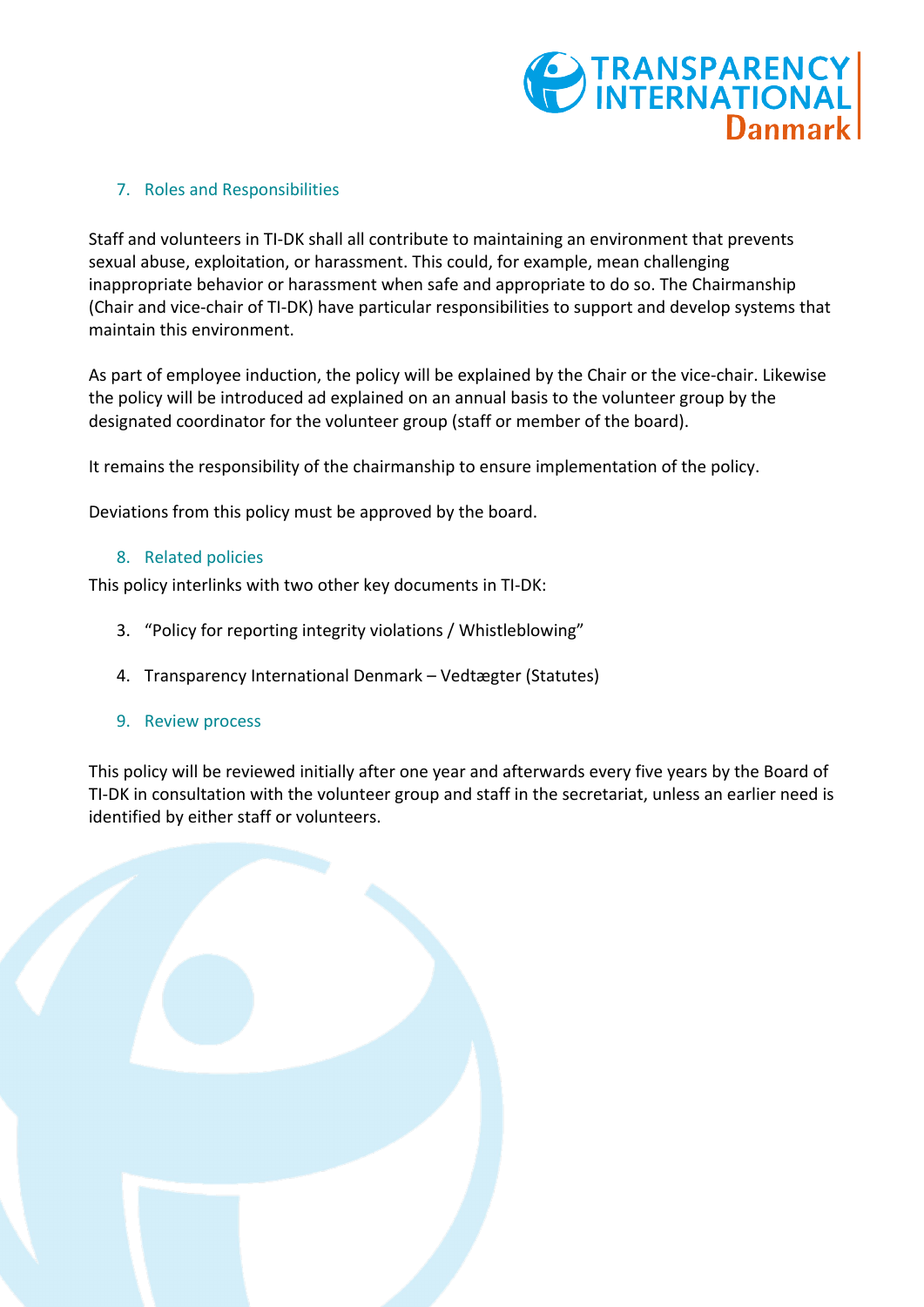## 7. Roles and Responsibilities

Staff and volunteers in TI-DK shall all contribute to maintaining an environment that prevents sexual abuse, exploitation, or harassment. This could, for example, mean challenging inappropriate behavior or harassment when safe and appropriate to do so. The Chairmanship (Chair and vice-chair of TI-DK) have particular responsibilities to support and develop systems that maintain this environment.

As part of employee induction, the policy will be explained by the Chair or the vice-chair. Likewise the policy will be introduced ad explained on an annual basis to the volunteer group by the designated coordinator for the volunteer group (staff or member of the board).

It remains the responsibility of the chairmanship to ensure implementation of the policy.

Deviations from this policy must be approved by the board.

## 8. Related policies

This policy interlinks with two other key documents in TI-DK:

3. "Policy for reporting integrity violations / Whistleblowing"

4. Transparency International Denmark – Vedtægter (Statutes)

## 9. Review process

This policy will be reviewed initially after one year and afterwards every five years by the Board of TI-DK in consultation with the volunteer group and staff in the secretariat, unless an earlier need is identified by either staff or volunteers.